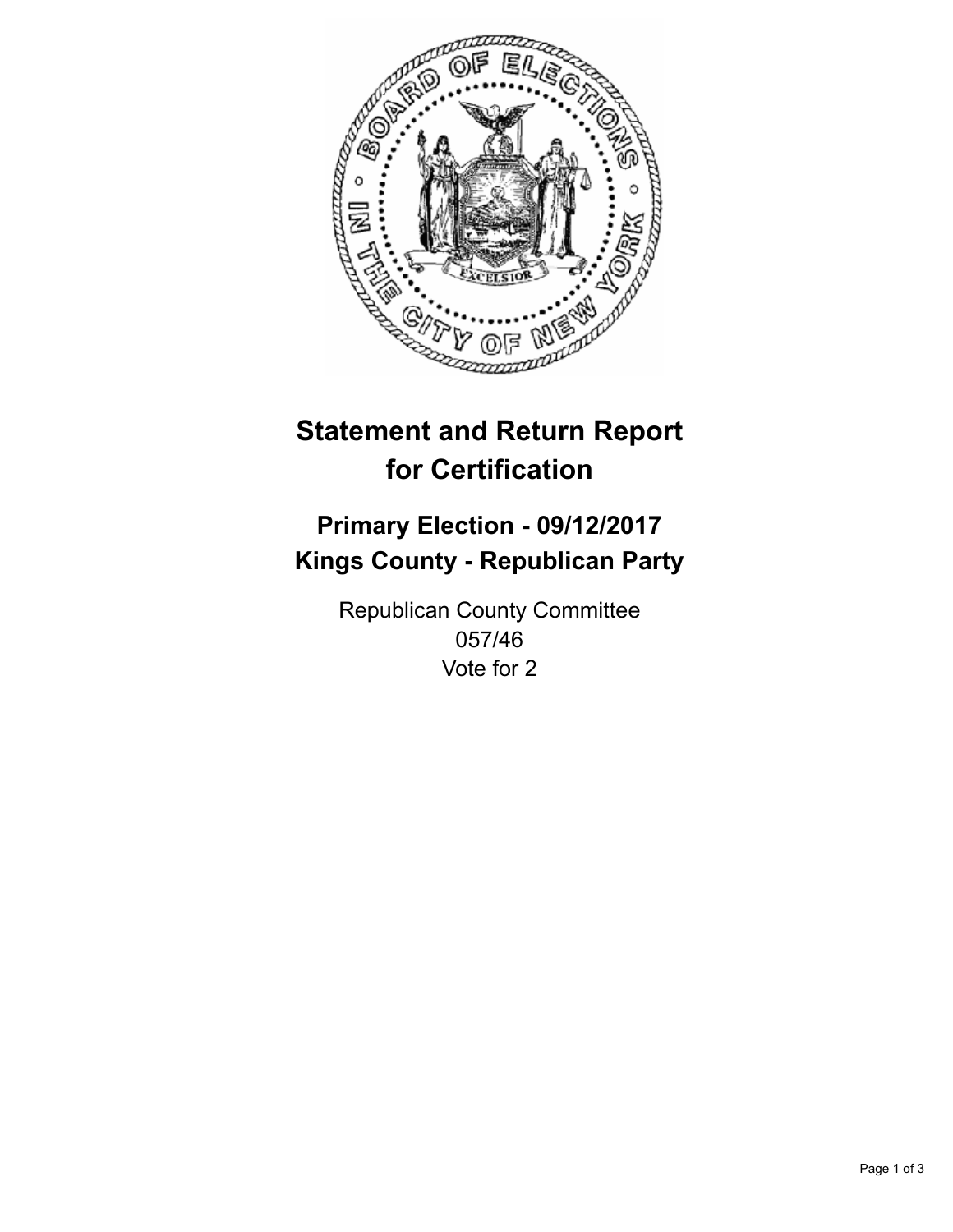# Statement and Return Report for Certification

## Primary Election - 09/12/2017
## Kings County - Republican Party

Republican County Committee
057/46
Vote for 2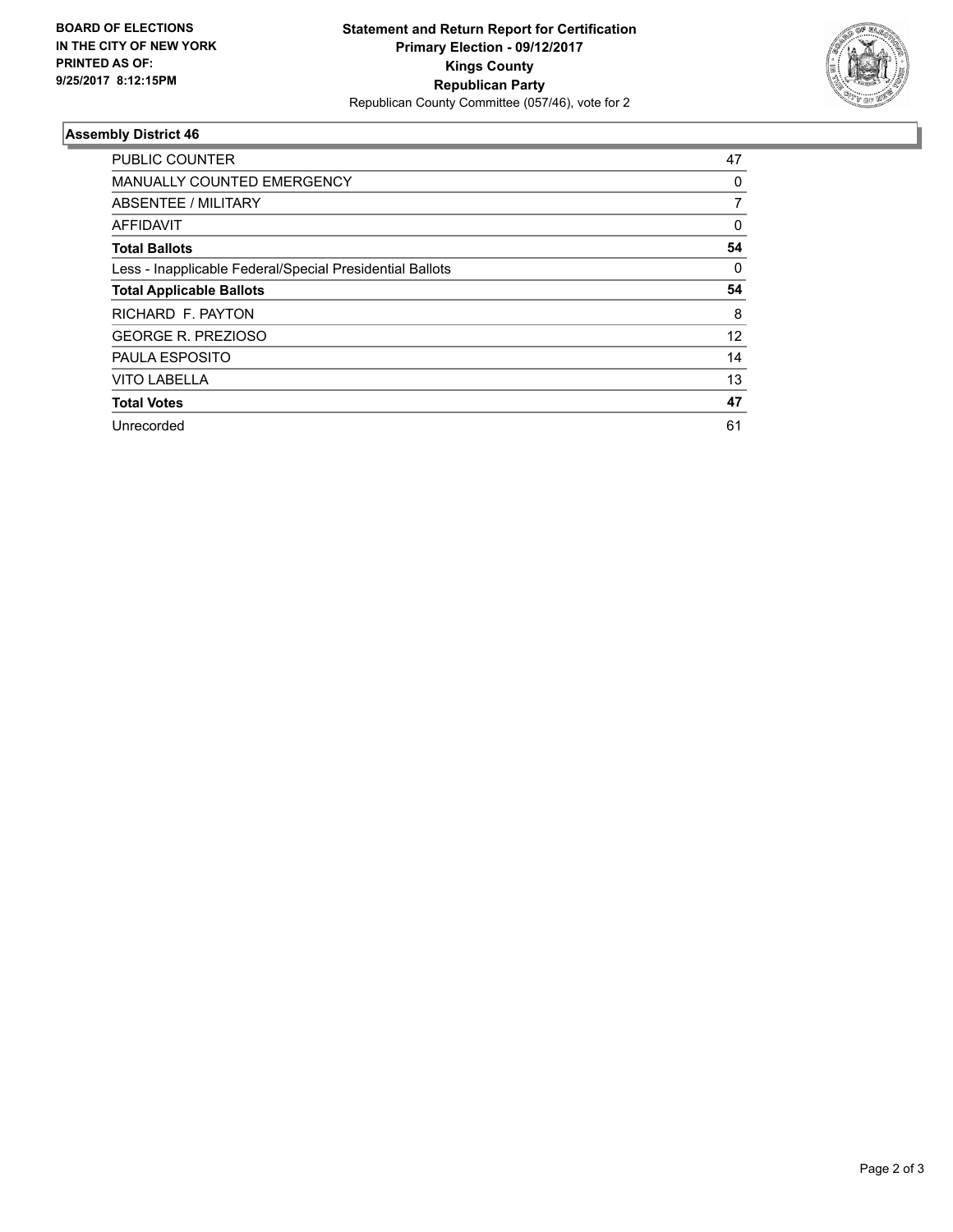BOARD OF ELECTIONS
IN THE CITY OF NEW YORK
PRINTED AS OF:
9/25/2017 8:12:15PM

**Statement and Return Report for Certification**
**Primary Election - 09/12/2017**
**Kings County**
**Republican Party**
Republican County Committee (057/46), vote for 2

### Assembly District 46

| | |
|---|---|
| PUBLIC COUNTER | 47 |
| MANUALLY COUNTED EMERGENCY | 0 |
| ABSENTEE / MILITARY | 7 |
| AFFIDAVIT | 0 |
| **Total Ballots** | **54** |
| Less - Inapplicable Federal/Special Presidential Ballots | 0 |
| **Total Applicable Ballots** | **54** |
| RICHARD F. PAYTON | 8 |
| GEORGE R. PREZIOSO | 12 |
| PAULA ESPOSITO | 14 |
| VITO LABELLA | 13 |
| **Total Votes** | **47** |
| Unrecorded | 61 |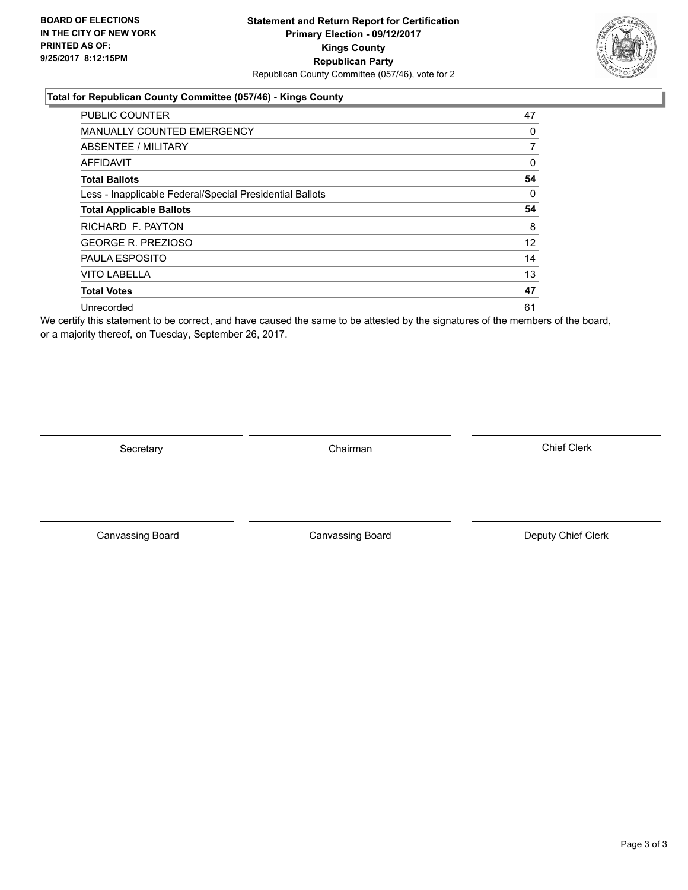**BOARD OF ELECTIONS IN THE CITY OF NEW YORK PRINTED AS OF: 9/25/2017 8:12:15PM**

**Statement and Return Report for Certification**
**Primary Election - 09/12/2017**
**Kings County**
**Republican Party**
Republican County Committee (057/46), vote for 2

**Total for Republican County Committee (057/46) - Kings County**

| | |
|---|---|
| PUBLIC COUNTER | 47 |
| MANUALLY COUNTED EMERGENCY | 0 |
| ABSENTEE / MILITARY | 7 |
| AFFIDAVIT | 0 |
| **Total Ballots** | **54** |
| Less - Inapplicable Federal/Special Presidential Ballots | 0 |
| **Total Applicable Ballots** | **54** |
| RICHARD F. PAYTON | 8 |
| GEORGE R. PREZIOSO | 12 |
| PAULA ESPOSITO | 14 |
| VITO LABELLA | 13 |
| **Total Votes** | **47** |
| Unrecorded | 61 |

We certify this statement to be correct, and have caused the same to be attested by the signatures of the members of the board, or a majority thereof, on Tuesday, September 26, 2017.

Secretary

Chairman

Chief Clerk

Canvassing Board

Canvassing Board

Deputy Chief Clerk